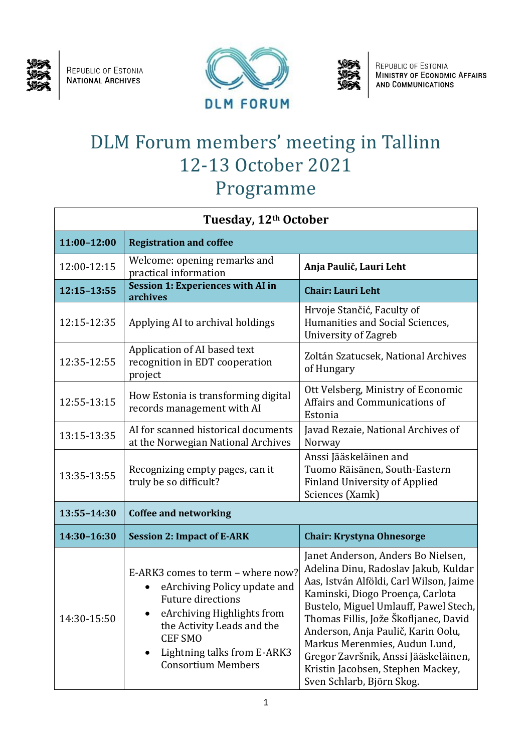Republic of Estonia
National Archives

DLM FORUM

Republic of Estonia
Ministry of Economic Affairs and Communications

# DLM Forum members' meeting in Tallinn 12-13 October 2021 Programme

| Tuesday, 12th October | | |
|---|---|---|
| **11:00–12:00** | **Registration and coffee** | |
| 12:00-12:15 | Welcome: opening remarks and practical information | **Anja Paulič, Lauri Leht** |
| **12:15–13:55** | **Session 1: Experiences with AI in archives** | **Chair: Lauri Leht** |
| 12:15-12:35 | Applying AI to archival holdings | Hrvoje Stančić, Faculty of Humanities and Social Sciences, University of Zagreb |
| 12:35-12:55 | Application of AI based text recognition in EDT cooperation project | Zoltán Szatucsek, National Archives of Hungary |
| 12:55-13:15 | How Estonia is transforming digital records management with AI | Ott Velsberg, Ministry of Economic Affairs and Communications of Estonia |
| 13:15-13:35 | AI for scanned historical documents at the Norwegian National Archives | Javad Rezaie, National Archives of Norway |
| 13:35-13:55 | Recognizing empty pages, can it truly be so difficult? | Anssi Jääskeläinen and Tuomo Räisänen, South-Eastern Finland University of Applied Sciences (Xamk) |
| **13:55–14:30** | **Coffee and networking** | |
| **14:30–16:30** | **Session 2: Impact of E-ARK** | **Chair: Krystyna Ohnesorge** |
| 14:30-15:50 | E-ARK3 comes to term – where now?<br>• eArchiving Policy update and Future directions<br>• eArchiving Highlights from the Activity Leads and the CEF SMO<br>• Lightning talks from E-ARK3 Consortium Members | Janet Anderson, Anders Bo Nielsen, Adelina Dinu, Radoslav Jakub, Kuldar Aas, István Alföldi, Carl Wilson, Jaime Kaminski, Diogo Proença, Carlota Bustelo, Miguel Umlauff, Pawel Stech, Thomas Fillis, Jože Škofljanec, David Anderson, Anja Paulič, Karin Oolu, Markus Merenmies, Audun Lund, Gregor Završnik, Anssi Jääskeläinen, Kristin Jacobsen, Stephen Mackey, Sven Schlarb, Björn Skog. |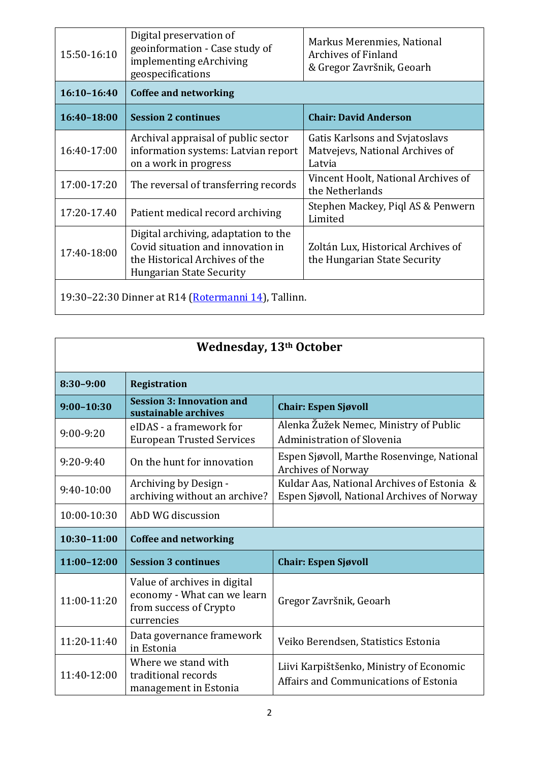| 15:50-16:10 | Digital preservation of geoinformation - Case study of implementing eArchiving geospecifications | Markus Merenmies, National Archives of Finland & Gregor Završnik, Geoarh |
|---|---|---|
| **16:10–16:40** | **Coffee and networking** | |
| **16:40–18:00** | **Session 2 continues** | **Chair: David Anderson** |
| 16:40-17:00 | Archival appraisal of public sector information systems: Latvian report on a work in progress | Gatis Karlsons and Svjatoslavs Matvejevs, National Archives of Latvia |
| 17:00-17:20 | The reversal of transferring records | Vincent Hoolt, National Archives of the Netherlands |
| 17:20-17.40 | Patient medical record archiving | Stephen Mackey, Piql AS & Penwern Limited |
| 17:40-18:00 | Digital archiving, adaptation to the Covid situation and innovation in the Historical Archives of the Hungarian State Security | Zoltán Lux, Historical Archives of the Hungarian State Security |
| 19:30–22:30 Dinner at R14 (Rotermanni 14), Tallinn. | | |

## Wednesday, 13th October

| **8:30–9:00** | **Registration** | |
|---|---|---|
| **9:00–10:30** | **Session 3: Innovation and sustainable archives** | **Chair: Espen Sjøvoll** |
| 9:00-9:20 | eIDAS - a framework for European Trusted Services | Alenka Žužek Nemec, Ministry of Public Administration of Slovenia |
| 9:20-9:40 | On the hunt for innovation | Espen Sjøvoll, Marthe Rosenvinge, National Archives of Norway |
| 9:40-10:00 | Archiving by Design - archiving without an archive? | Kuldar Aas, National Archives of Estonia & Espen Sjøvoll, National Archives of Norway |
| 10:00-10:30 | AbD WG discussion | |
| **10:30–11:00** | **Coffee and networking** | |
| **11:00–12:00** | **Session 3 continues** | **Chair: Espen Sjøvoll** |
| 11:00-11:20 | Value of archives in digital economy - What can we learn from success of Crypto currencies | Gregor Završnik, Geoarh |
| 11:20-11:40 | Data governance framework in Estonia | Veiko Berendsen, Statistics Estonia |
| 11:40-12:00 | Where we stand with traditional records management in Estonia | Liivi Karpištšenko, Ministry of Economic Affairs and Communications of Estonia |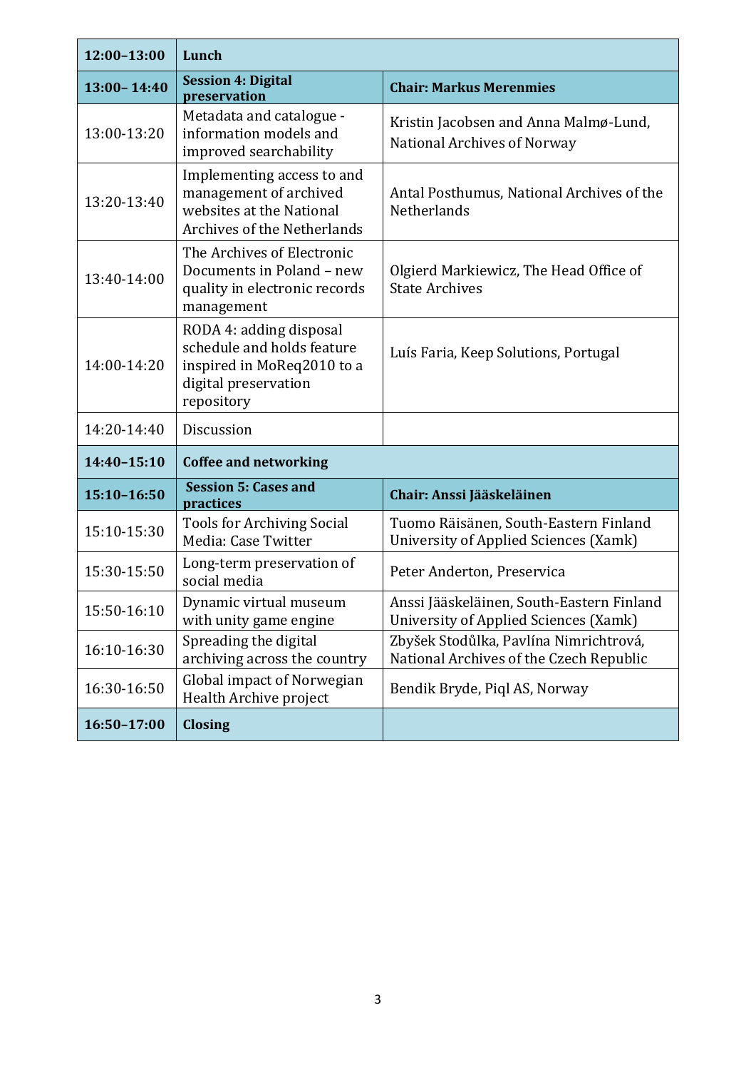| | | |
|---|---|---|
| **12:00–13:00** | **Lunch** | |
| **13:00– 14:40** | **Session 4: Digital preservation** | **Chair: Markus Merenmies** |
| 13:00-13:20 | Metadata and catalogue - information models and improved searchability | Kristin Jacobsen and Anna Malmø-Lund, National Archives of Norway |
| 13:20-13:40 | Implementing access to and management of archived websites at the National Archives of the Netherlands | Antal Posthumus, National Archives of the Netherlands |
| 13:40-14:00 | The Archives of Electronic Documents in Poland – new quality in electronic records management | Olgierd Markiewicz, The Head Office of State Archives |
| 14:00-14:20 | RODA 4: adding disposal schedule and holds feature inspired in MoReq2010 to a digital preservation repository | Luís Faria, Keep Solutions, Portugal |
| 14:20-14:40 | Discussion | |
| **14:40–15:10** | **Coffee and networking** | |
| **15:10–16:50** | **Session 5: Cases and practices** | **Chair: Anssi Jääskeläinen** |
| 15:10-15:30 | Tools for Archiving Social Media: Case Twitter | Tuomo Räisänen, South-Eastern Finland University of Applied Sciences (Xamk) |
| 15:30-15:50 | Long-term preservation of social media | Peter Anderton, Preservica |
| 15:50-16:10 | Dynamic virtual museum with unity game engine | Anssi Jääskeläinen, South-Eastern Finland University of Applied Sciences (Xamk) |
| 16:10-16:30 | Spreading the digital archiving across the country | Zbyšek Stodůlka, Pavlína Nimrichtrová, National Archives of the Czech Republic |
| 16:30-16:50 | Global impact of Norwegian Health Archive project | Bendik Bryde, Piql AS, Norway |
| **16:50–17:00** | **Closing** | |